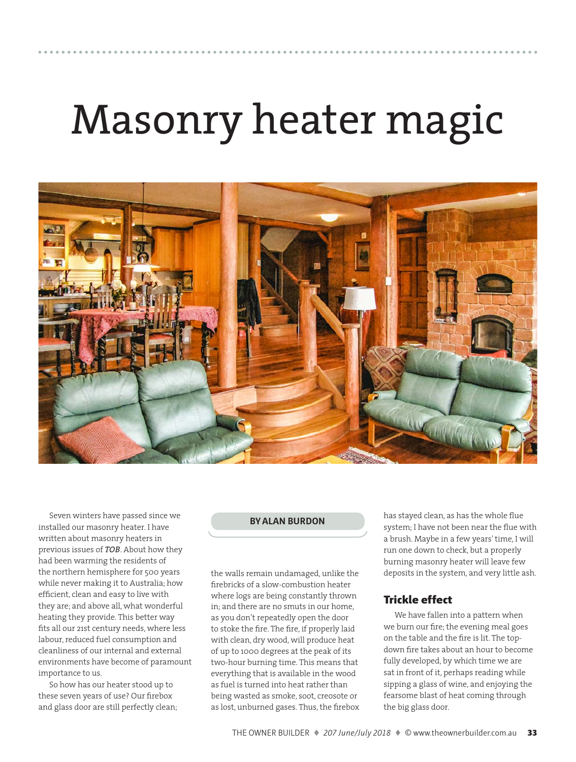# Masonry heater magic

**BY ALAN BURDON**

Seven winters have passed since we installed our masonry heater. I have written about masonry heaters in previous issues of ***TOB***. About how they had been warming the residents of the northern hemisphere for 500 years while never making it to Australia; how efficient, clean and easy to live with they are; and above all, what wonderful heating they provide. This better way fits all our 21st century needs, where less labour, reduced fuel consumption and cleanliness of our internal and external environments have become of paramount importance to us.

So how has our heater stood up to these seven years of use? Our firebox and glass door are still perfectly clean; the walls remain undamaged, unlike the firebricks of a slow-combustion heater where logs are being constantly thrown in; and there are no smuts in our home, as you don't repeatedly open the door to stoke the fire. The fire, if properly laid with clean, dry wood, will produce heat of up to 1000 degrees at the peak of its two-hour burning time. This means that everything that is available in the wood as fuel is turned into heat rather than being wasted as smoke, soot, creosote or as lost, unburned gases. Thus, the firebox has stayed clean, as has the whole flue system; I have not been near the flue with a brush. Maybe in a few years' time, I will run one down to check, but a properly burning masonry heater will leave few deposits in the system, and very little ash.

## Trickle effect

We have fallen into a pattern when we burn our fire; the evening meal goes on the table and the fire is lit. The top-down fire takes about an hour to become fully developed, by which time we are sat in front of it, perhaps reading while sipping a glass of wine, and enjoying the fearsome blast of heat coming through the big glass door.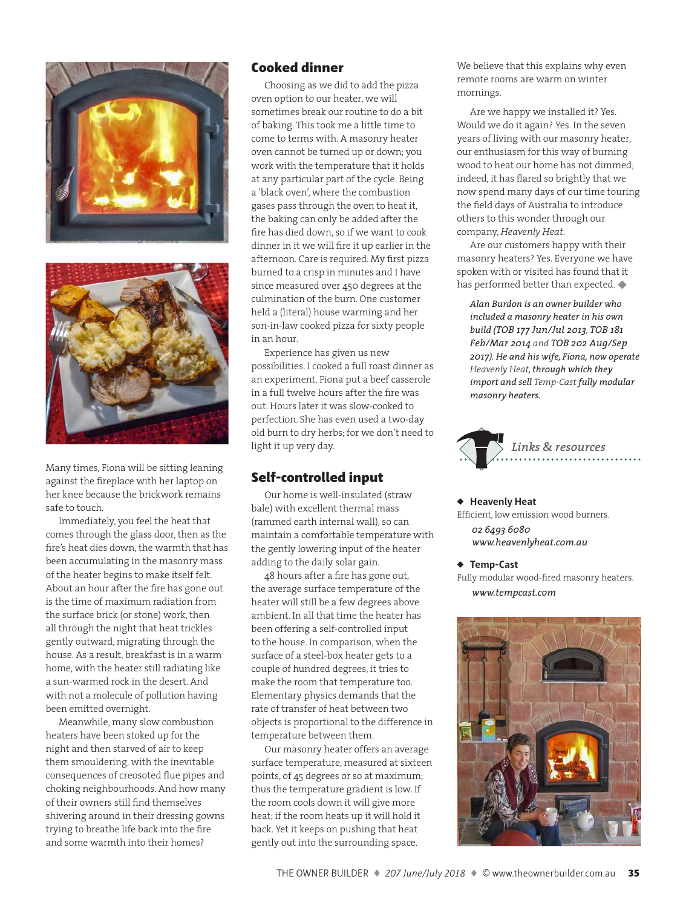Many times, Fiona will be sitting leaning against the fireplace with her laptop on her knee because the brickwork remains safe to touch.

Immediately, you feel the heat that comes through the glass door, then as the fire's heat dies down, the warmth that has been accumulating in the masonry mass of the heater begins to make itself felt. About an hour after the fire has gone out is the time of maximum radiation from the surface brick (or stone) work, then all through the night that heat trickles gently outward, migrating through the house. As a result, breakfast is in a warm home, with the heater still radiating like a sun-warmed rock in the desert. And with not a molecule of pollution having been emitted overnight.

Meanwhile, many slow combustion heaters have been stoked up for the night and then starved of air to keep them smouldering, with the inevitable consequences of creosoted flue pipes and choking neighbourhoods. And how many of their owners still find themselves shivering around in their dressing gowns trying to breathe life back into the fire and some warmth into their homes?

## Cooked dinner

Choosing as we did to add the pizza oven option to our heater, we will sometimes break our routine to do a bit of baking. This took me a little time to come to terms with. A masonry heater oven cannot be turned up or down; you work with the temperature that it holds at any particular part of the cycle. Being a 'black oven', where the combustion gases pass through the oven to heat it, the baking can only be added after the fire has died down, so if we want to cook dinner in it we will fire it up earlier in the afternoon. Care is required. My first pizza burned to a crisp in minutes and I have since measured over 450 degrees at the culmination of the burn. One customer held a (literal) house warming and her son-in-law cooked pizza for sixty people in an hour.

Experience has given us new possibilities. I cooked a full roast dinner as an experiment. Fiona put a beef casserole in a full twelve hours after the fire was out. Hours later it was slow-cooked to perfection. She has even used a two-day old burn to dry herbs; for we don't need to light it up very day.

## Self-controlled input

Our home is well-insulated (straw bale) with excellent thermal mass (rammed earth internal wall), so can maintain a comfortable temperature with the gently lowering input of the heater adding to the daily solar gain.

48 hours after a fire has gone out, the average surface temperature of the heater will still be a few degrees above ambient. In all that time the heater has been offering a self-controlled input to the house. In comparison, when the surface of a steel-box heater gets to a couple of hundred degrees, it tries to make the room that temperature too. Elementary physics demands that the rate of transfer of heat between two objects is proportional to the difference in temperature between them.

Our masonry heater offers an average surface temperature, measured at sixteen points, of 45 degrees or so at maximum; thus the temperature gradient is low. If the room cools down it will give more heat; if the room heats up it will hold it back. Yet it keeps on pushing that heat gently out into the surrounding space. We believe that this explains why even remote rooms are warm on winter mornings.

Are we happy we installed it? Yes. Would we do it again? Yes. In the seven years of living with our masonry heater, our enthusiasm for this way of burning wood to heat our home has not dimmed; indeed, it has flared so brightly that we now spend many days of our time touring the field days of Australia to introduce others to this wonder through our company, *Heavenly Heat*.

Are our customers happy with their masonry heaters? Yes. Everyone we have spoken with or visited has found that it has performed better than expected. ◆

*Alan Burdon is an owner builder who included a masonry heater in his own build (TOB 177 Jun/Jul 2013, TOB 181 Feb/Mar 2014 and TOB 202 Aug/Sep 2017). He and his wife, Fiona, now operate Heavenly Heat, through which they import and sell Temp-Cast fully modular masonry heaters.*

## Links & resources

◆ **Heavenly Heat**
Efficient, low emission wood burners.
*02 6493 6080*
*www.heavenlyheat.com.au*

◆ **Temp-Cast**
Fully modular wood-fired masonry heaters.
*www.tempcast.com*